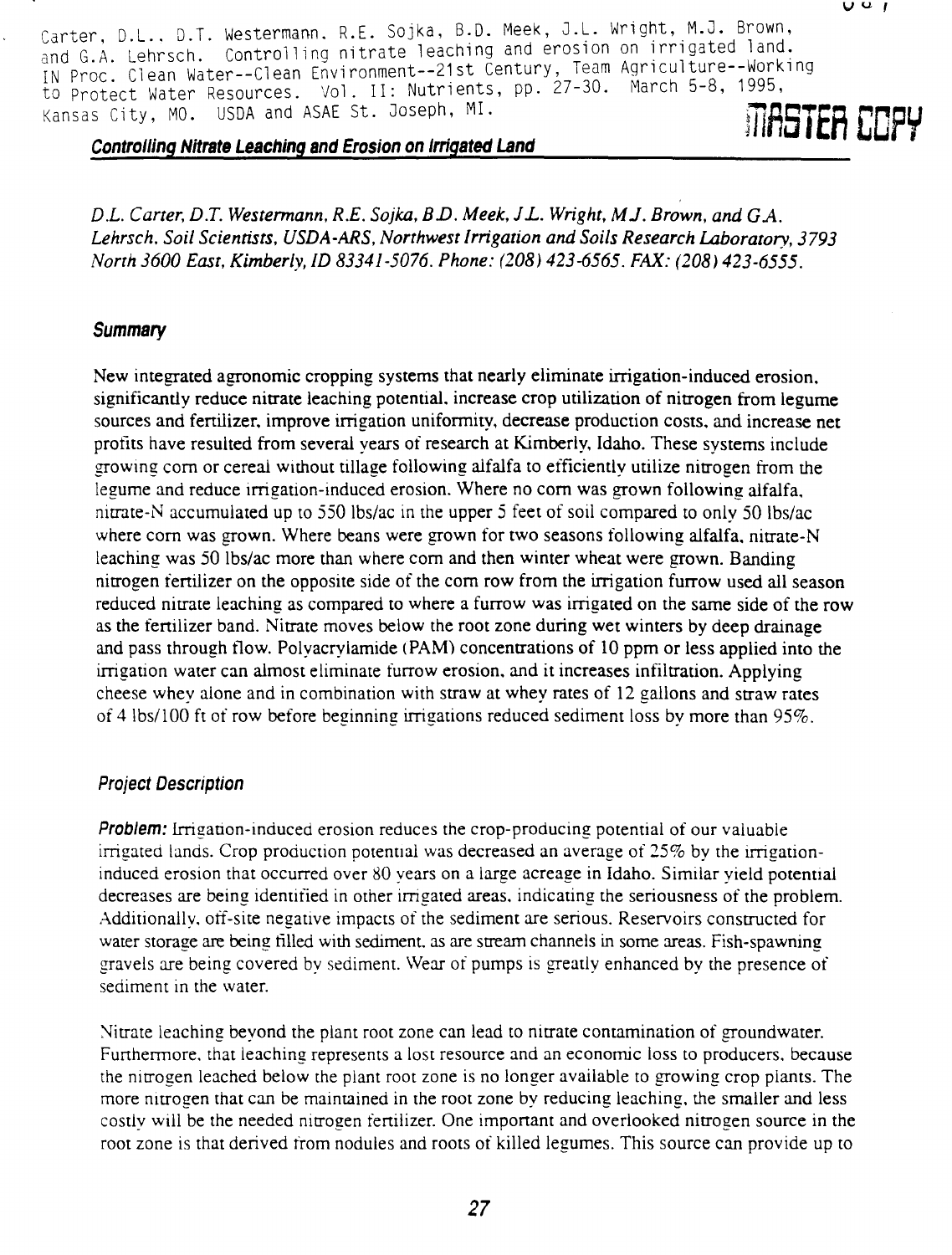Carter, D.L., D.T. Westermann, R.E. Sojka, B.D. Meek, J.L. Wright, M.J. Brown, and G.A. Lehrsch. Controlling nitrate leaching and erosion on irrigated land. IN Proc. Clean Water--Clean Environment--21st Century, Team Agriculture--Working to Protect Water Resources. Vol. II: Nutrients, pp. 27-30. March 5-8, 1995, Kansas City, MO. USDA and ASAE St. Joseph, MI.

MASTER COPY

# Controlling Nitrate Leaching and Erosion on Irrigated Land

*D.L. Carter, D.T. Westermann, R.E. Sojka, B.D. Meek, J.L. Wright, M.J. Brown, and G.A. Lehrsch. Soil Scientists, USDA-ARS, Northwest Irrigation and Soils Research Laboratory, 3793 North 3600 East, Kimberly, ID 83341-5076. Phone: (208) 423-6565. FAX: (208) 423-6555.*

## Summary

New integrated agronomic cropping systems that nearly eliminate irrigation-induced erosion, significantly reduce nitrate leaching potential, increase crop utilization of nitrogen from legume sources and fertilizer, improve irrigation uniformity, decrease production costs, and increase net profits have resulted from several years of research at Kimberly, Idaho. These systems include growing corn or cereal without tillage following alfalfa to efficiently utilize nitrogen from the legume and reduce irrigation-induced erosion. Where no corn was grown following alfalfa, nitrate-N accumulated up to 550 lbs/ac in the upper 5 feet of soil compared to only 50 lbs/ac where corn was grown. Where beans were grown for two seasons following alfalfa, nitrate-N leaching was 50 lbs/ac more than where corn and then winter wheat were grown. Banding nitrogen fertilizer on the opposite side of the corn row from the irrigation furrow used all season reduced nitrate leaching as compared to where a furrow was irrigated on the same side of the row as the fertilizer band. Nitrate moves below the root zone during wet winters by deep drainage and pass through flow. Polyacrylamide (PAM) concentrations of 10 ppm or less applied into the irrigation water can almost eliminate furrow erosion, and it increases infiltration. Applying cheese whey alone and in combination with straw at whey rates of 12 gallons and straw rates of 4 lbs/100 ft of row before beginning irrigations reduced sediment loss by more than 95%.

## Project Description

**Problem:** Irrigation-induced erosion reduces the crop-producing potential of our valuable irrigated lands. Crop production potential was decreased an average of 25% by the irrigation-induced erosion that occurred over 80 years on a large acreage in Idaho. Similar yield potential decreases are being identified in other irrigated areas, indicating the seriousness of the problem. Additionally, off-site negative impacts of the sediment are serious. Reservoirs constructed for water storage are being filled with sediment, as are stream channels in some areas. Fish-spawning gravels are being covered by sediment. Wear of pumps is greatly enhanced by the presence of sediment in the water.

Nitrate leaching beyond the plant root zone can lead to nitrate contamination of groundwater. Furthermore, that leaching represents a lost resource and an economic loss to producers, because the nitrogen leached below the plant root zone is no longer available to growing crop plants. The more nitrogen that can be maintained in the root zone by reducing leaching, the smaller and less costly will be the needed nitrogen fertilizer. One important and overlooked nitrogen source in the root zone is that derived from nodules and roots of killed legumes. This source can provide up to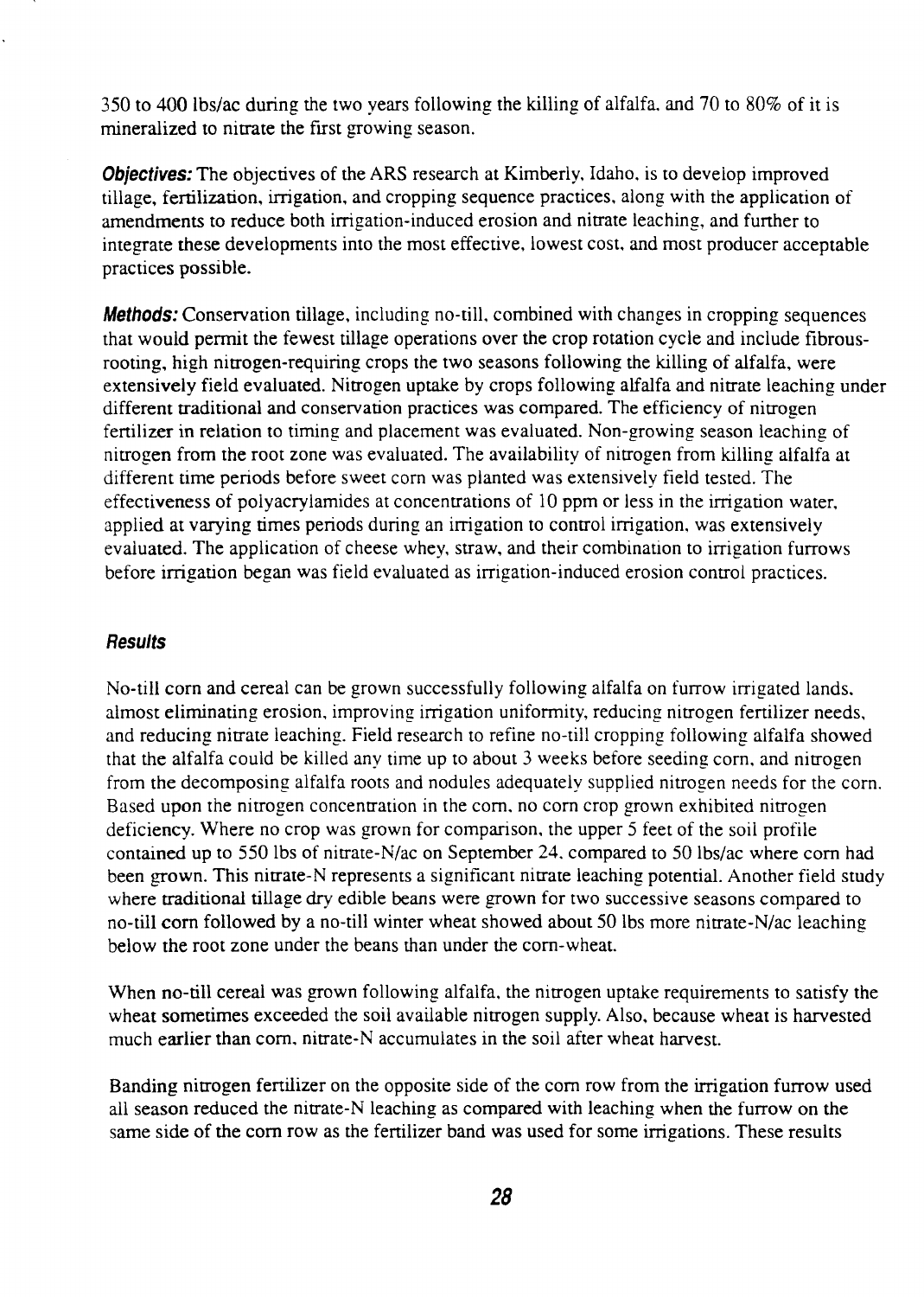350 to 400 lbs/ac during the two years following the killing of alfalfa, and 70 to 80% of it is mineralized to nitrate the first growing season.

***Objectives:*** The objectives of the ARS research at Kimberly, Idaho, is to develop improved tillage, fertilization, irrigation, and cropping sequence practices, along with the application of amendments to reduce both irrigation-induced erosion and nitrate leaching, and further to integrate these developments into the most effective, lowest cost, and most producer acceptable practices possible.

***Methods:*** Conservation tillage, including no-till, combined with changes in cropping sequences that would permit the fewest tillage operations over the crop rotation cycle and include fibrous-rooting, high nitrogen-requiring crops the two seasons following the killing of alfalfa, were extensively field evaluated. Nitrogen uptake by crops following alfalfa and nitrate leaching under different traditional and conservation practices was compared. The efficiency of nitrogen fertilizer in relation to timing and placement was evaluated. Non-growing season leaching of nitrogen from the root zone was evaluated. The availability of nitrogen from killing alfalfa at different time periods before sweet corn was planted was extensively field tested. The effectiveness of polyacrylamides at concentrations of 10 ppm or less in the irrigation water, applied at varying times periods during an irrigation to control irrigation, was extensively evaluated. The application of cheese whey, straw, and their combination to irrigation furrows before irrigation began was field evaluated as irrigation-induced erosion control practices.

### *Results*

No-till corn and cereal can be grown successfully following alfalfa on furrow irrigated lands, almost eliminating erosion, improving irrigation uniformity, reducing nitrogen fertilizer needs, and reducing nitrate leaching. Field research to refine no-till cropping following alfalfa showed that the alfalfa could be killed any time up to about 3 weeks before seeding corn, and nitrogen from the decomposing alfalfa roots and nodules adequately supplied nitrogen needs for the corn. Based upon the nitrogen concentration in the corn, no corn crop grown exhibited nitrogen deficiency. Where no crop was grown for comparison, the upper 5 feet of the soil profile contained up to 550 lbs of nitrate-N/ac on September 24, compared to 50 lbs/ac where corn had been grown. This nitrate-N represents a significant nitrate leaching potential. Another field study where traditional tillage dry edible beans were grown for two successive seasons compared to no-till corn followed by a no-till winter wheat showed about 50 lbs more nitrate-N/ac leaching below the root zone under the beans than under the corn-wheat.

When no-till cereal was grown following alfalfa, the nitrogen uptake requirements to satisfy the wheat sometimes exceeded the soil available nitrogen supply. Also, because wheat is harvested much earlier than corn, nitrate-N accumulates in the soil after wheat harvest.

Banding nitrogen fertilizer on the opposite side of the corn row from the irrigation furrow used all season reduced the nitrate-N leaching as compared with leaching when the furrow on the same side of the corn row as the fertilizer band was used for some irrigations. These results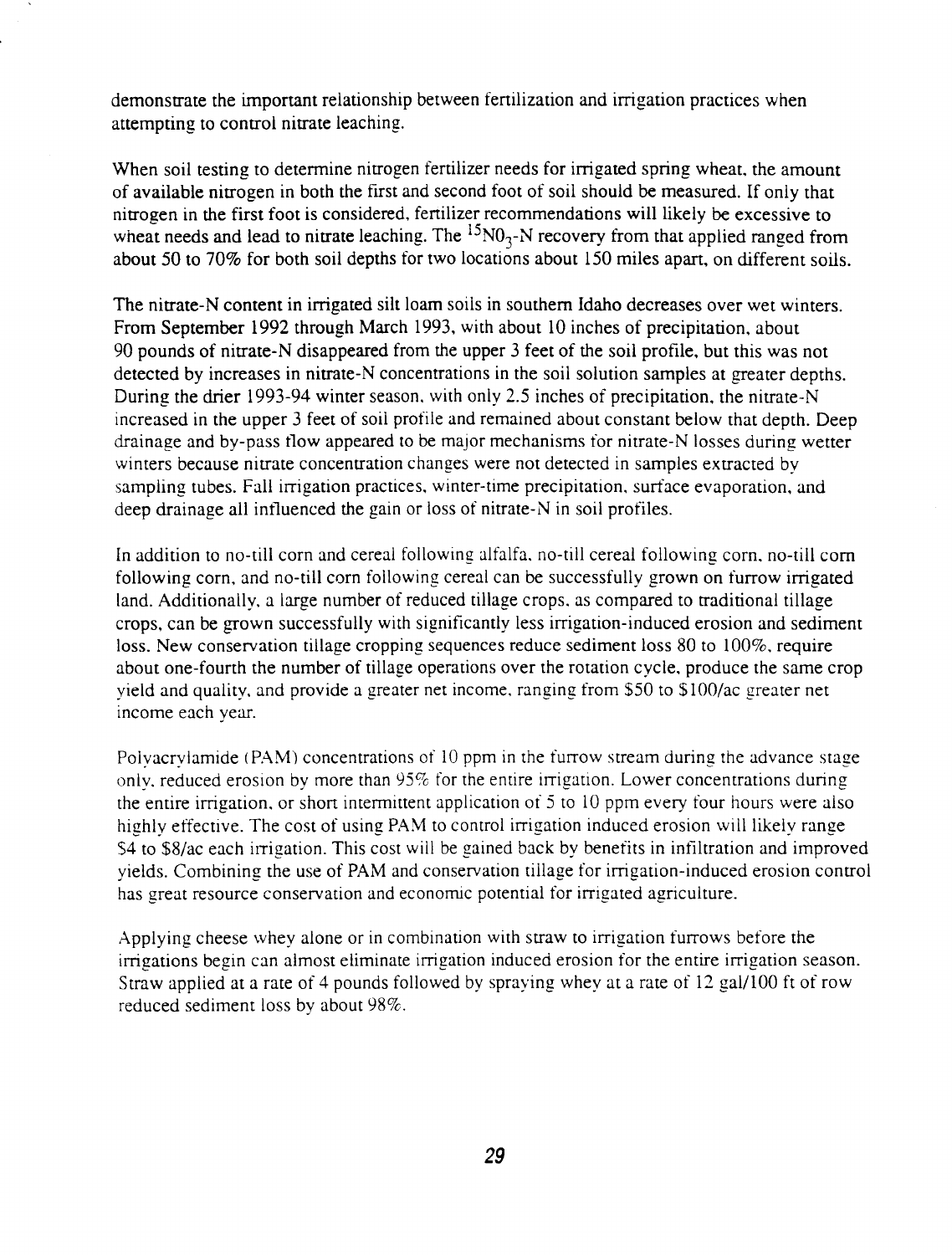demonstrate the important relationship between fertilization and irrigation practices when attempting to control nitrate leaching.

When soil testing to determine nitrogen fertilizer needs for irrigated spring wheat, the amount of available nitrogen in both the first and second foot of soil should be measured. If only that nitrogen in the first foot is considered, fertilizer recommendations will likely be excessive to wheat needs and lead to nitrate leaching. The $^{15}NO_3$-N recovery from that applied ranged from about 50 to 70% for both soil depths for two locations about 150 miles apart, on different soils.

The nitrate-N content in irrigated silt loam soils in southern Idaho decreases over wet winters. From September 1992 through March 1993, with about 10 inches of precipitation, about 90 pounds of nitrate-N disappeared from the upper 3 feet of the soil profile, but this was not detected by increases in nitrate-N concentrations in the soil solution samples at greater depths. During the drier 1993-94 winter season, with only 2.5 inches of precipitation, the nitrate-N increased in the upper 3 feet of soil profile and remained about constant below that depth. Deep drainage and by-pass flow appeared to be major mechanisms for nitrate-N losses during wetter winters because nitrate concentration changes were not detected in samples extracted by sampling tubes. Fall irrigation practices, winter-time precipitation, surface evaporation, and deep drainage all influenced the gain or loss of nitrate-N in soil profiles.

In addition to no-till corn and cereal following alfalfa, no-till cereal following corn, no-till corn following corn, and no-till corn following cereal can be successfully grown on furrow irrigated land. Additionally, a large number of reduced tillage crops, as compared to traditional tillage crops, can be grown successfully with significantly less irrigation-induced erosion and sediment loss. New conservation tillage cropping sequences reduce sediment loss 80 to 100%, require about one-fourth the number of tillage operations over the rotation cycle, produce the same crop yield and quality, and provide a greater net income, ranging from $50 to $100/ac greater net income each year.

Polyacrylamide (PAM) concentrations of 10 ppm in the furrow stream during the advance stage only, reduced erosion by more than 95% for the entire irrigation. Lower concentrations during the entire irrigation, or short intermittent application of 5 to 10 ppm every four hours were also highly effective. The cost of using PAM to control irrigation induced erosion will likely range $4 to $8/ac each irrigation. This cost will be gained back by benefits in infiltration and improved yields. Combining the use of PAM and conservation tillage for irrigation-induced erosion control has great resource conservation and economic potential for irrigated agriculture.

Applying cheese whey alone or in combination with straw to irrigation furrows before the irrigations begin can almost eliminate irrigation induced erosion for the entire irrigation season. Straw applied at a rate of 4 pounds followed by spraying whey at a rate of 12 gal/100 ft of row reduced sediment loss by about 98%.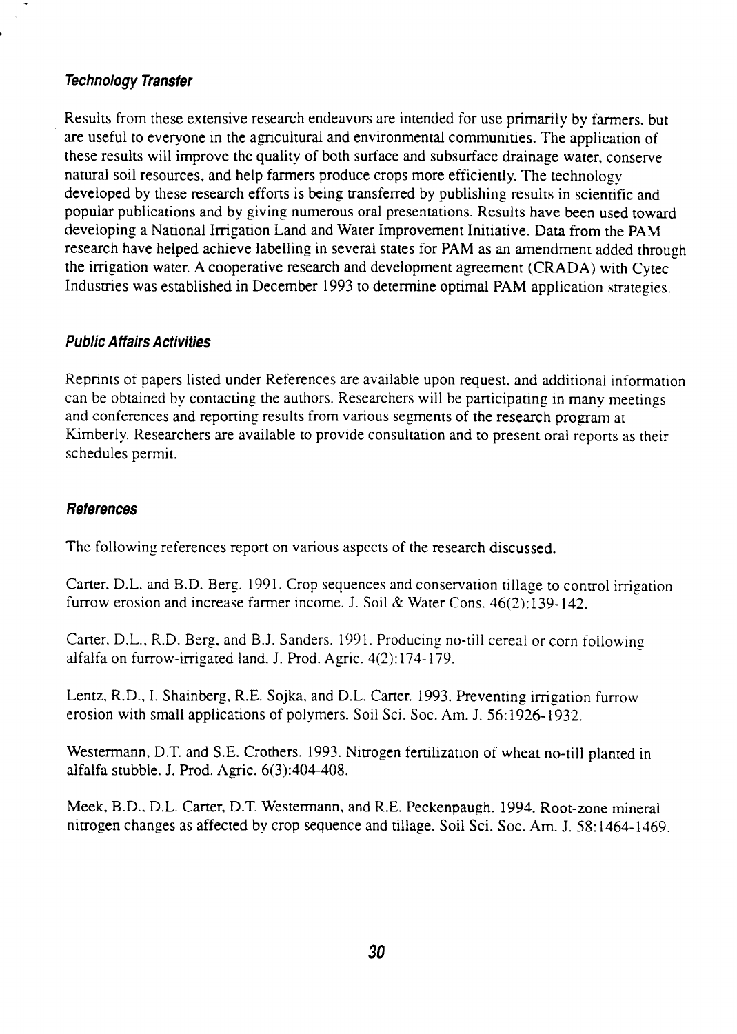### *Technology Transfer*

Results from these extensive research endeavors are intended for use primarily by farmers, but are useful to everyone in the agricultural and environmental communities. The application of these results will improve the quality of both surface and subsurface drainage water, conserve natural soil resources, and help farmers produce crops more efficiently. The technology developed by these research efforts is being transferred by publishing results in scientific and popular publications and by giving numerous oral presentations. Results have been used toward developing a National Irrigation Land and Water Improvement Initiative. Data from the PAM research have helped achieve labelling in several states for PAM as an amendment added through the irrigation water. A cooperative research and development agreement (CRADA) with Cytec Industries was established in December 1993 to determine optimal PAM application strategies.

### *Public Affairs Activities*

Reprints of papers listed under References are available upon request, and additional information can be obtained by contacting the authors. Researchers will be participating in many meetings and conferences and reporting results from various segments of the research program at Kimberly. Researchers are available to provide consultation and to present oral reports as their schedules permit.

### *References*

The following references report on various aspects of the research discussed.

Carter, D.L. and B.D. Berg. 1991. Crop sequences and conservation tillage to control irrigation furrow erosion and increase farmer income. J. Soil & Water Cons. 46(2):139-142.

Carter, D.L., R.D. Berg, and B.J. Sanders. 1991. Producing no-till cereal or corn following alfalfa on furrow-irrigated land. J. Prod. Agric. 4(2):174-179.

Lentz, R.D., I. Shainberg, R.E. Sojka, and D.L. Carter. 1993. Preventing irrigation furrow erosion with small applications of polymers. Soil Sci. Soc. Am. J. 56:1926-1932.

Westermann, D.T. and S.E. Crothers. 1993. Nitrogen fertilization of wheat no-till planted in alfalfa stubble. J. Prod. Agric. 6(3):404-408.

Meek, B.D., D.L. Carter, D.T. Westermann, and R.E. Peckenpaugh. 1994. Root-zone mineral nitrogen changes as affected by crop sequence and tillage. Soil Sci. Soc. Am. J. 58:1464-1469.